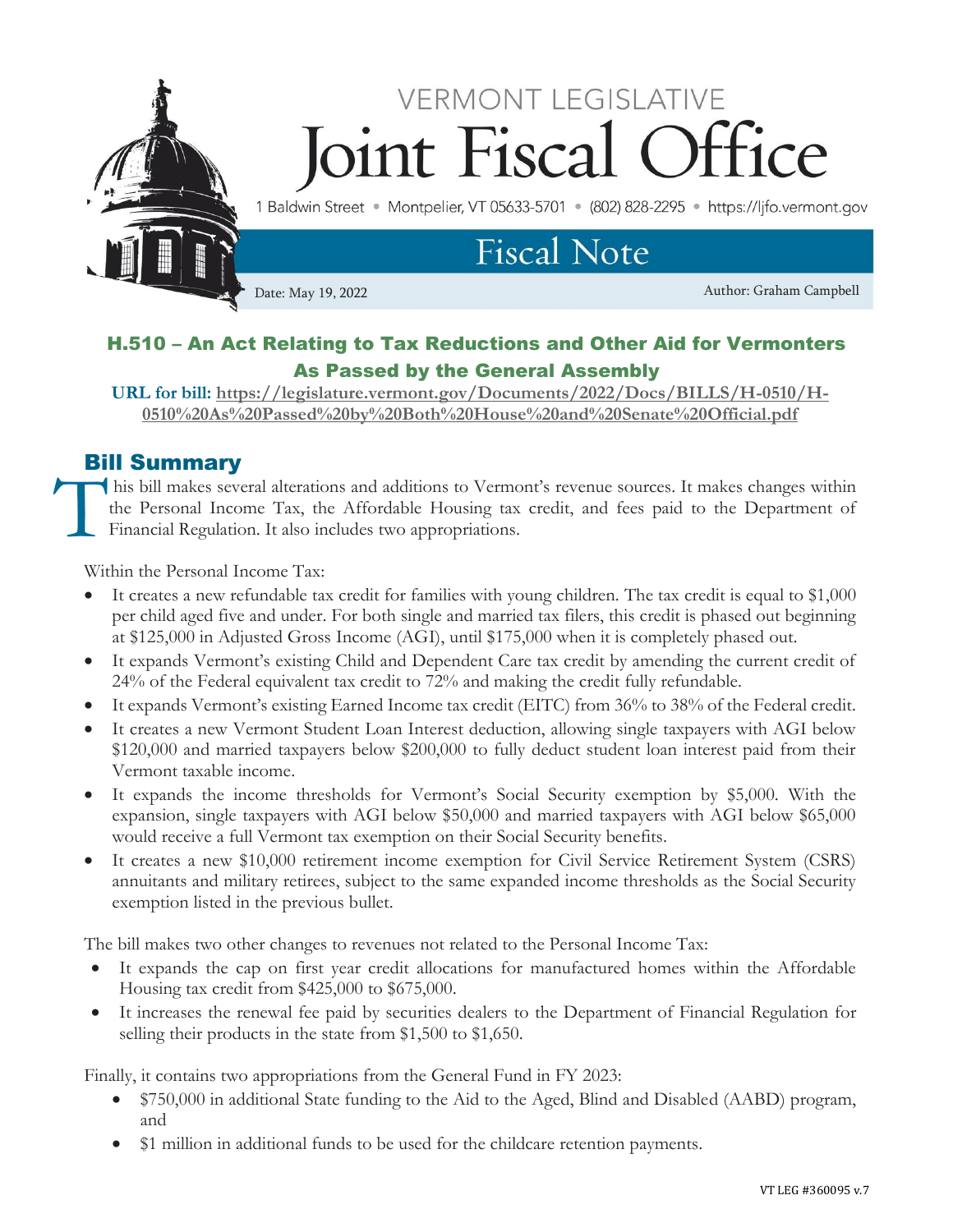VERMONT LEGISLATIVE

# Joint Fiscal Office

1 Baldwin Street • Montpelier, VT 05633-5701 • (802) 828-2295 • https://ljfo.vermont.gov

## Fiscal Note

Date: May 19, 2022

Author: Graham Campbell

## H.510 – An Act Relating to Tax Reductions and Other Aid for Vermonters As Passed by the General Assembly

**URL for bill: https://legislature.vermont.gov/Documents/2022/Docs/BILLS/H-0510/H-0510%20As%20Passed%20by%20Both%20House%20and%20Senate%20Official.pdf**

## Bill Summary

This bill makes several alterations and additions to Vermont's revenue sources. It makes changes within the Personal Income Tax, the Affordable Housing tax credit, and fees paid to the Department of Financial Regulation. It also includes two appropriations.

Within the Personal Income Tax:

- It creates a new refundable tax credit for families with young children. The tax credit is equal to $1,000 per child aged five and under. For both single and married tax filers, this credit is phased out beginning at $125,000 in Adjusted Gross Income (AGI), until $175,000 when it is completely phased out.
- It expands Vermont's existing Child and Dependent Care tax credit by amending the current credit of 24% of the Federal equivalent tax credit to 72% and making the credit fully refundable.
- It expands Vermont's existing Earned Income tax credit (EITC) from 36% to 38% of the Federal credit.
- It creates a new Vermont Student Loan Interest deduction, allowing single taxpayers with AGI below $120,000 and married taxpayers below $200,000 to fully deduct student loan interest paid from their Vermont taxable income.
- It expands the income thresholds for Vermont's Social Security exemption by $5,000. With the expansion, single taxpayers with AGI below $50,000 and married taxpayers with AGI below $65,000 would receive a full Vermont tax exemption on their Social Security benefits.
- It creates a new $10,000 retirement income exemption for Civil Service Retirement System (CSRS) annuitants and military retirees, subject to the same expanded income thresholds as the Social Security exemption listed in the previous bullet.

The bill makes two other changes to revenues not related to the Personal Income Tax:

- It expands the cap on first year credit allocations for manufactured homes within the Affordable Housing tax credit from $425,000 to $675,000.
- It increases the renewal fee paid by securities dealers to the Department of Financial Regulation for selling their products in the state from $1,500 to $1,650.

Finally, it contains two appropriations from the General Fund in FY 2023:

- $750,000 in additional State funding to the Aid to the Aged, Blind and Disabled (AABD) program, and
- $1 million in additional funds to be used for the childcare retention payments.

VT LEG #360095 v.7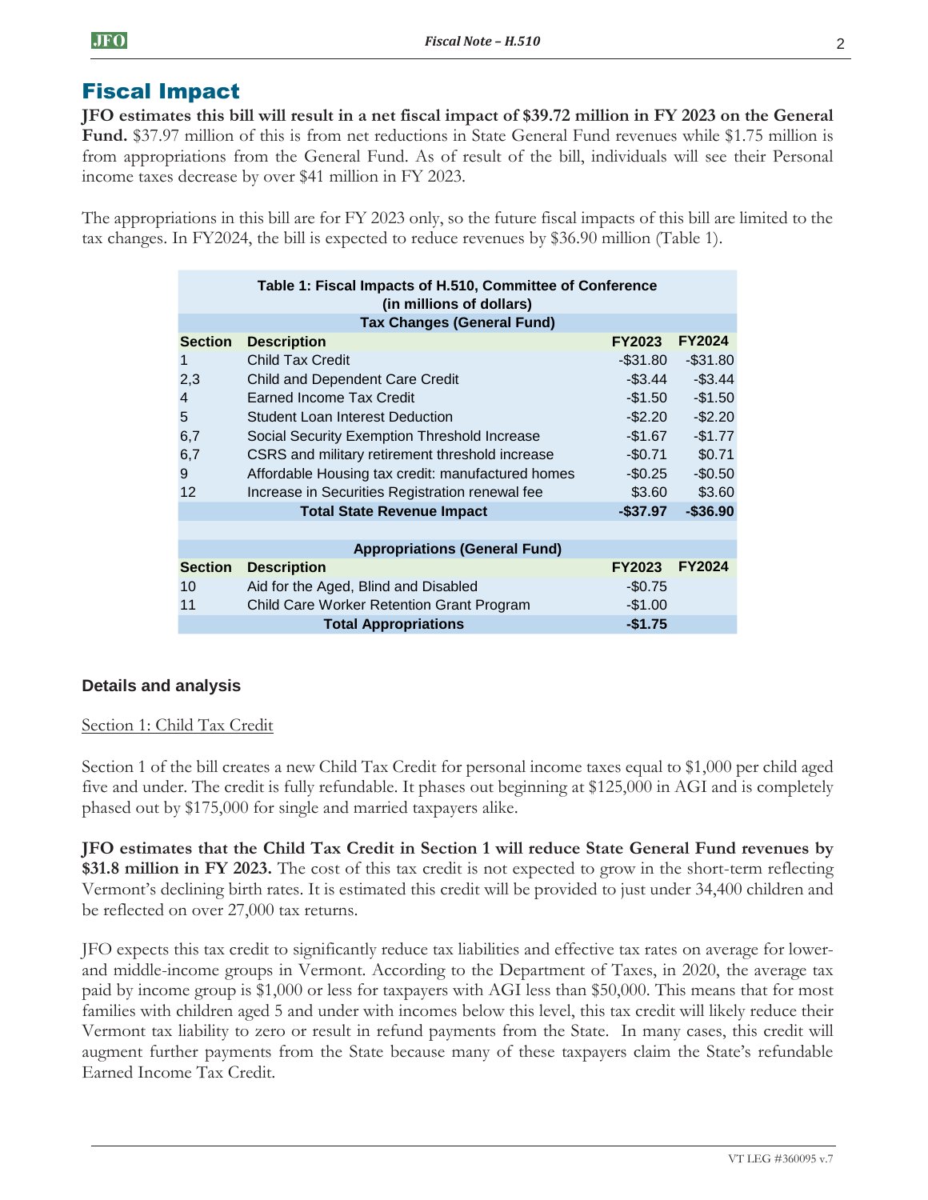## Fiscal Impact

**JFO estimates this bill will result in a net fiscal impact of $39.72 million in FY 2023 on the General Fund.** $37.97 million of this is from net reductions in State General Fund revenues while $1.75 million is from appropriations from the General Fund. As of result of the bill, individuals will see their Personal income taxes decrease by over $41 million in FY 2023.

The appropriations in this bill are for FY 2023 only, so the future fiscal impacts of this bill are limited to the tax changes. In FY2024, the bill is expected to reduce revenues by $36.90 million (Table 1).

**Table 1: Fiscal Impacts of H.510, Committee of Conference (in millions of dollars)**

| **Tax Changes (General Fund)** | | | |
|---|---|---|---|
| **Section** | **Description** | **FY2023** | **FY2024** |
| 1 | Child Tax Credit | -$31.80 | -$31.80 |
| 2,3 | Child and Dependent Care Credit | -$3.44 | -$3.44 |
| 4 | Earned Income Tax Credit | -$1.50 | -$1.50 |
| 5 | Student Loan Interest Deduction | -$2.20 | -$2.20 |
| 6,7 | Social Security Exemption Threshold Increase | -$1.67 | -$1.77 |
| 6,7 | CSRS and military retirement threshold increase | -$0.71 | $0.71 |
| 9 | Affordable Housing tax credit: manufactured homes | -$0.25 | -$0.50 |
| 12 | Increase in Securities Registration renewal fee | $3.60 | $3.60 |
| | **Total State Revenue Impact** | **-$37.97** | **-$36.90** |
| | | | |
| **Appropriations (General Fund)** | | | |
| **Section** | **Description** | **FY2023** | **FY2024** |
| 10 | Aid for the Aged, Blind and Disabled | -$0.75 | |
| 11 | Child Care Worker Retention Grant Program | -$1.00 | |
| | **Total Appropriations** | **-$1.75** | |

### Details and analysis

Section 1: Child Tax Credit

Section 1 of the bill creates a new Child Tax Credit for personal income taxes equal to $1,000 per child aged five and under. The credit is fully refundable. It phases out beginning at $125,000 in AGI and is completely phased out by $175,000 for single and married taxpayers alike.

**JFO estimates that the Child Tax Credit in Section 1 will reduce State General Fund revenues by $31.8 million in FY 2023.** The cost of this tax credit is not expected to grow in the short-term reflecting Vermont's declining birth rates. It is estimated this credit will be provided to just under 34,400 children and be reflected on over 27,000 tax returns.

JFO expects this tax credit to significantly reduce tax liabilities and effective tax rates on average for lower- and middle-income groups in Vermont. According to the Department of Taxes, in 2020, the average tax paid by income group is $1,000 or less for taxpayers with AGI less than $50,000. This means that for most families with children aged 5 and under with incomes below this level, this tax credit will likely reduce their Vermont tax liability to zero or result in refund payments from the State. In many cases, this credit will augment further payments from the State because many of these taxpayers claim the State's refundable Earned Income Tax Credit.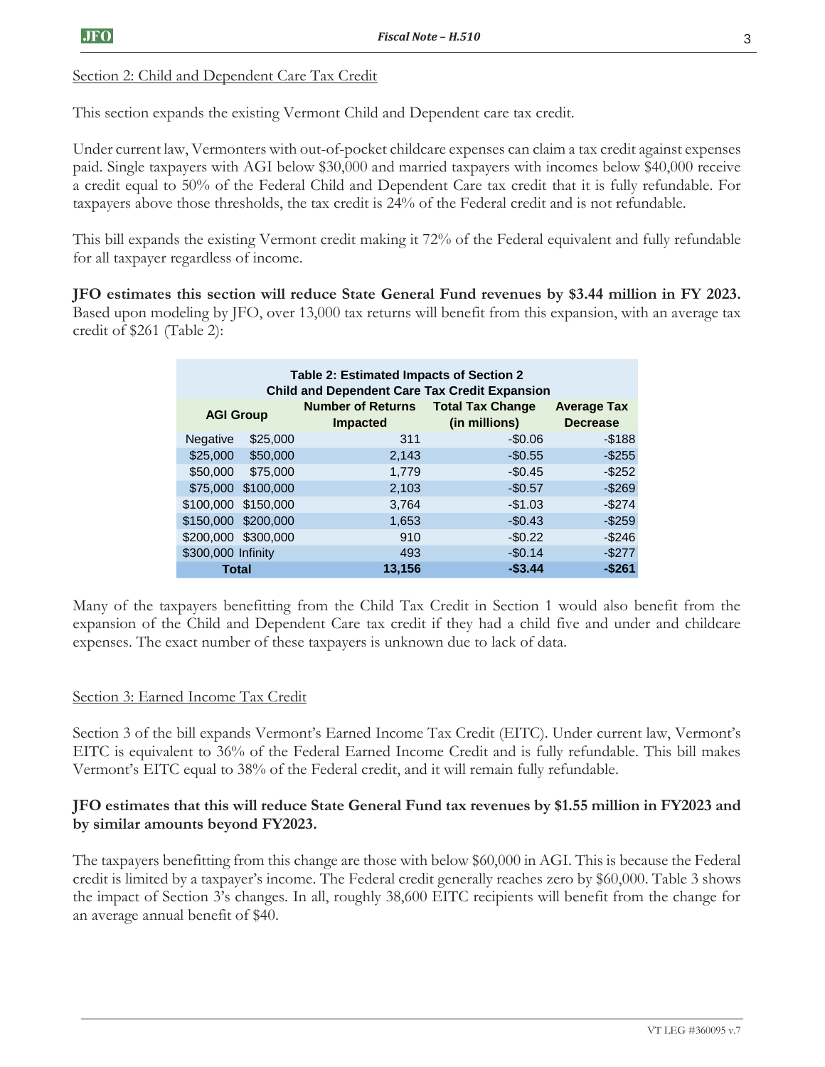Section 2: Child and Dependent Care Tax Credit

This section expands the existing Vermont Child and Dependent care tax credit.

Under current law, Vermonters with out-of-pocket childcare expenses can claim a tax credit against expenses paid. Single taxpayers with AGI below $30,000 and married taxpayers with incomes below $40,000 receive a credit equal to 50% of the Federal Child and Dependent Care tax credit that it is fully refundable. For taxpayers above those thresholds, the tax credit is 24% of the Federal credit and is not refundable.

This bill expands the existing Vermont credit making it 72% of the Federal equivalent and fully refundable for all taxpayer regardless of income.

**JFO estimates this section will reduce State General Fund revenues by $3.44 million in FY 2023.** Based upon modeling by JFO, over 13,000 tax returns will benefit from this expansion, with an average tax credit of $261 (Table 2):

**Table 2: Estimated Impacts of Section 2 Child and Dependent Care Tax Credit Expansion**

| AGI Group | | Number of Returns Impacted | Total Tax Change (in millions) | Average Tax Decrease |
|---|---|---|---|---|
| Negative | $25,000 | 311 | -$0.06 | -$188 |
| $25,000 | $50,000 | 2,143 | -$0.55 | -$255 |
| $50,000 | $75,000 | 1,779 | -$0.45 | -$252 |
| $75,000 | $100,000 | 2,103 | -$0.57 | -$269 |
| $100,000 | $150,000 | 3,764 | -$1.03 | -$274 |
| $150,000 | $200,000 | 1,653 | -$0.43 | -$259 |
| $200,000 | $300,000 | 910 | -$0.22 | -$246 |
| $300,000 | Infinity | 493 | -$0.14 | -$277 |
| **Total** | | **13,156** | **-$3.44** | **-$261** |

Many of the taxpayers benefitting from the Child Tax Credit in Section 1 would also benefit from the expansion of the Child and Dependent Care tax credit if they had a child five and under and childcare expenses. The exact number of these taxpayers is unknown due to lack of data.

Section 3: Earned Income Tax Credit

Section 3 of the bill expands Vermont's Earned Income Tax Credit (EITC). Under current law, Vermont's EITC is equivalent to 36% of the Federal Earned Income Credit and is fully refundable. This bill makes Vermont's EITC equal to 38% of the Federal credit, and it will remain fully refundable.

**JFO estimates that this will reduce State General Fund tax revenues by $1.55 million in FY2023 and by similar amounts beyond FY2023.**

The taxpayers benefitting from this change are those with below $60,000 in AGI. This is because the Federal credit is limited by a taxpayer's income. The Federal credit generally reaches zero by $60,000. Table 3 shows the impact of Section 3's changes. In all, roughly 38,600 EITC recipients will benefit from the change for an average annual benefit of $40.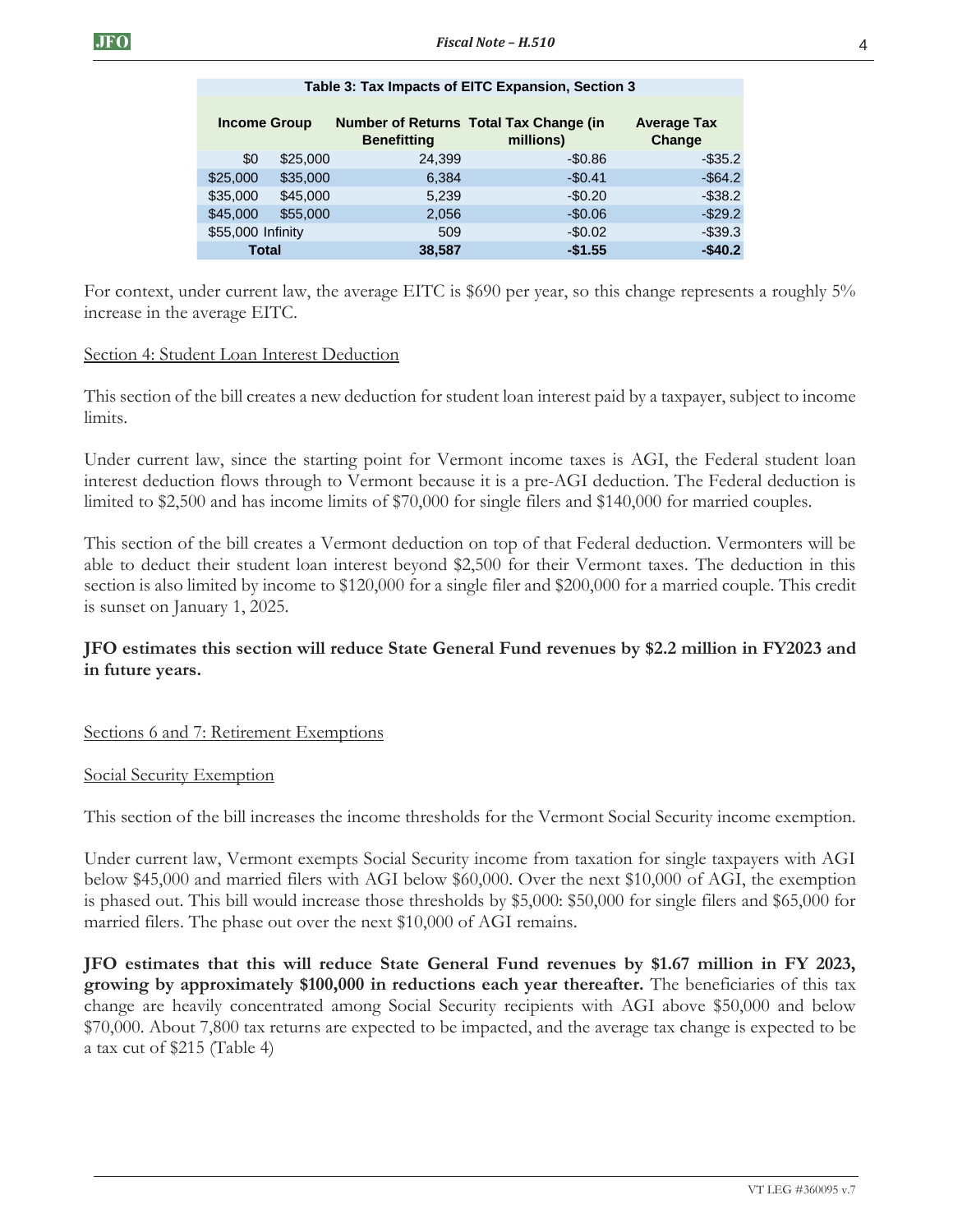**Table 3: Tax Impacts of EITC Expansion, Section 3**

| Income Group | | Number of Returns Benefitting | Total Tax Change (in millions) | Average Tax Change |
|---|---|---|---|---|
| $0 | $25,000 | 24,399 | -$0.86 | -$35.2 |
| $25,000 | $35,000 | 6,384 | -$0.41 | -$64.2 |
| $35,000 | $45,000 | 5,239 | -$0.20 | -$38.2 |
| $45,000 | $55,000 | 2,056 | -$0.06 | -$29.2 |
| $55,000 | Infinity | 509 | -$0.02 | -$39.3 |
| **Total** | | **38,587** | **-$1.55** | **-$40.2** |

For context, under current law, the average EITC is $690 per year, so this change represents a roughly 5% increase in the average EITC.

Section 4: Student Loan Interest Deduction

This section of the bill creates a new deduction for student loan interest paid by a taxpayer, subject to income limits.

Under current law, since the starting point for Vermont income taxes is AGI, the Federal student loan interest deduction flows through to Vermont because it is a pre-AGI deduction. The Federal deduction is limited to $2,500 and has income limits of $70,000 for single filers and $140,000 for married couples.

This section of the bill creates a Vermont deduction on top of that Federal deduction. Vermonters will be able to deduct their student loan interest beyond $2,500 for their Vermont taxes. The deduction in this section is also limited by income to $120,000 for a single filer and $200,000 for a married couple. This credit is sunset on January 1, 2025.

**JFO estimates this section will reduce State General Fund revenues by $2.2 million in FY2023 and in future years.**

Sections 6 and 7: Retirement Exemptions

Social Security Exemption

This section of the bill increases the income thresholds for the Vermont Social Security income exemption.

Under current law, Vermont exempts Social Security income from taxation for single taxpayers with AGI below $45,000 and married filers with AGI below $60,000. Over the next $10,000 of AGI, the exemption is phased out. This bill would increase those thresholds by $5,000: $50,000 for single filers and $65,000 for married filers. The phase out over the next $10,000 of AGI remains.

**JFO estimates that this will reduce State General Fund revenues by $1.67 million in FY 2023, growing by approximately $100,000 in reductions each year thereafter.** The beneficiaries of this tax change are heavily concentrated among Social Security recipients with AGI above $50,000 and below $70,000. About 7,800 tax returns are expected to be impacted, and the average tax change is expected to be a tax cut of $215 (Table 4)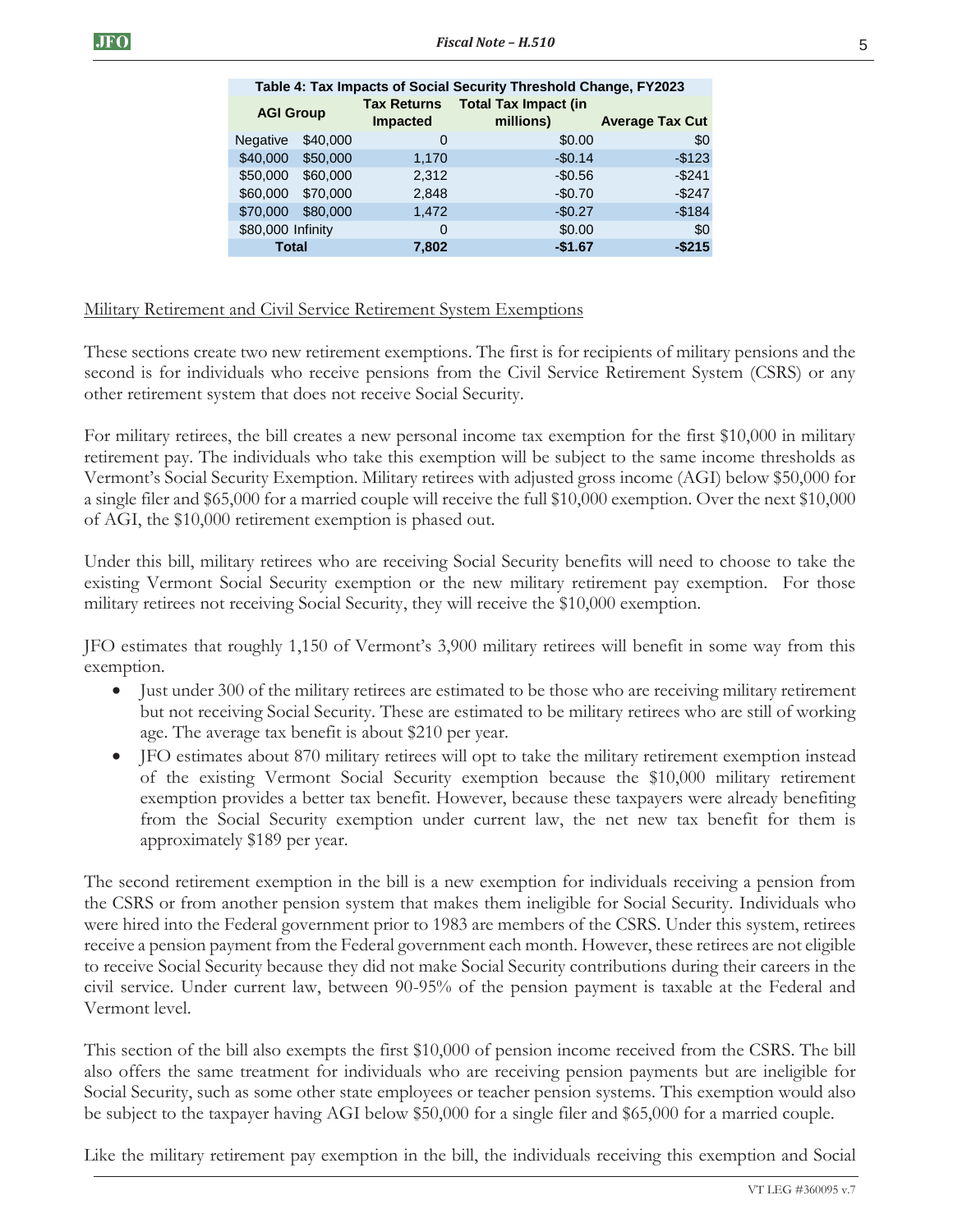| Table 4: Tax Impacts of Social Security Threshold Change, FY2023 | | | | |
|---|---|---|---|---|
| AGI Group | | Tax Returns Impacted | Total Tax Impact (in millions) | Average Tax Cut |
| Negative | $40,000 | 0 | $0.00 | $0 |
| $40,000 | $50,000 | 1,170 | -$0.14 | -$123 |
| $50,000 | $60,000 | 2,312 | -$0.56 | -$241 |
| $60,000 | $70,000 | 2,848 | -$0.70 | -$247 |
| $70,000 | $80,000 | 1,472 | -$0.27 | -$184 |
| $80,000 | Infinity | 0 | $0.00 | $0 |
| **Total** | | **7,802** | **-$1.67** | **-$215** |

Military Retirement and Civil Service Retirement System Exemptions

These sections create two new retirement exemptions. The first is for recipients of military pensions and the second is for individuals who receive pensions from the Civil Service Retirement System (CSRS) or any other retirement system that does not receive Social Security.

For military retirees, the bill creates a new personal income tax exemption for the first $10,000 in military retirement pay. The individuals who take this exemption will be subject to the same income thresholds as Vermont's Social Security Exemption. Military retirees with adjusted gross income (AGI) below $50,000 for a single filer and $65,000 for a married couple will receive the full $10,000 exemption. Over the next $10,000 of AGI, the $10,000 retirement exemption is phased out.

Under this bill, military retirees who are receiving Social Security benefits will need to choose to take the existing Vermont Social Security exemption or the new military retirement pay exemption. For those military retirees not receiving Social Security, they will receive the $10,000 exemption.

JFO estimates that roughly 1,150 of Vermont's 3,900 military retirees will benefit in some way from this exemption.

- Just under 300 of the military retirees are estimated to be those who are receiving military retirement but not receiving Social Security. These are estimated to be military retirees who are still of working age. The average tax benefit is about $210 per year.
- JFO estimates about 870 military retirees will opt to take the military retirement exemption instead of the existing Vermont Social Security exemption because the $10,000 military retirement exemption provides a better tax benefit. However, because these taxpayers were already benefiting from the Social Security exemption under current law, the net new tax benefit for them is approximately $189 per year.

The second retirement exemption in the bill is a new exemption for individuals receiving a pension from the CSRS or from another pension system that makes them ineligible for Social Security. Individuals who were hired into the Federal government prior to 1983 are members of the CSRS. Under this system, retirees receive a pension payment from the Federal government each month. However, these retirees are not eligible to receive Social Security because they did not make Social Security contributions during their careers in the civil service. Under current law, between 90-95% of the pension payment is taxable at the Federal and Vermont level.

This section of the bill also exempts the first $10,000 of pension income received from the CSRS. The bill also offers the same treatment for individuals who are receiving pension payments but are ineligible for Social Security, such as some other state employees or teacher pension systems. This exemption would also be subject to the taxpayer having AGI below $50,000 for a single filer and $65,000 for a married couple.

Like the military retirement pay exemption in the bill, the individuals receiving this exemption and Social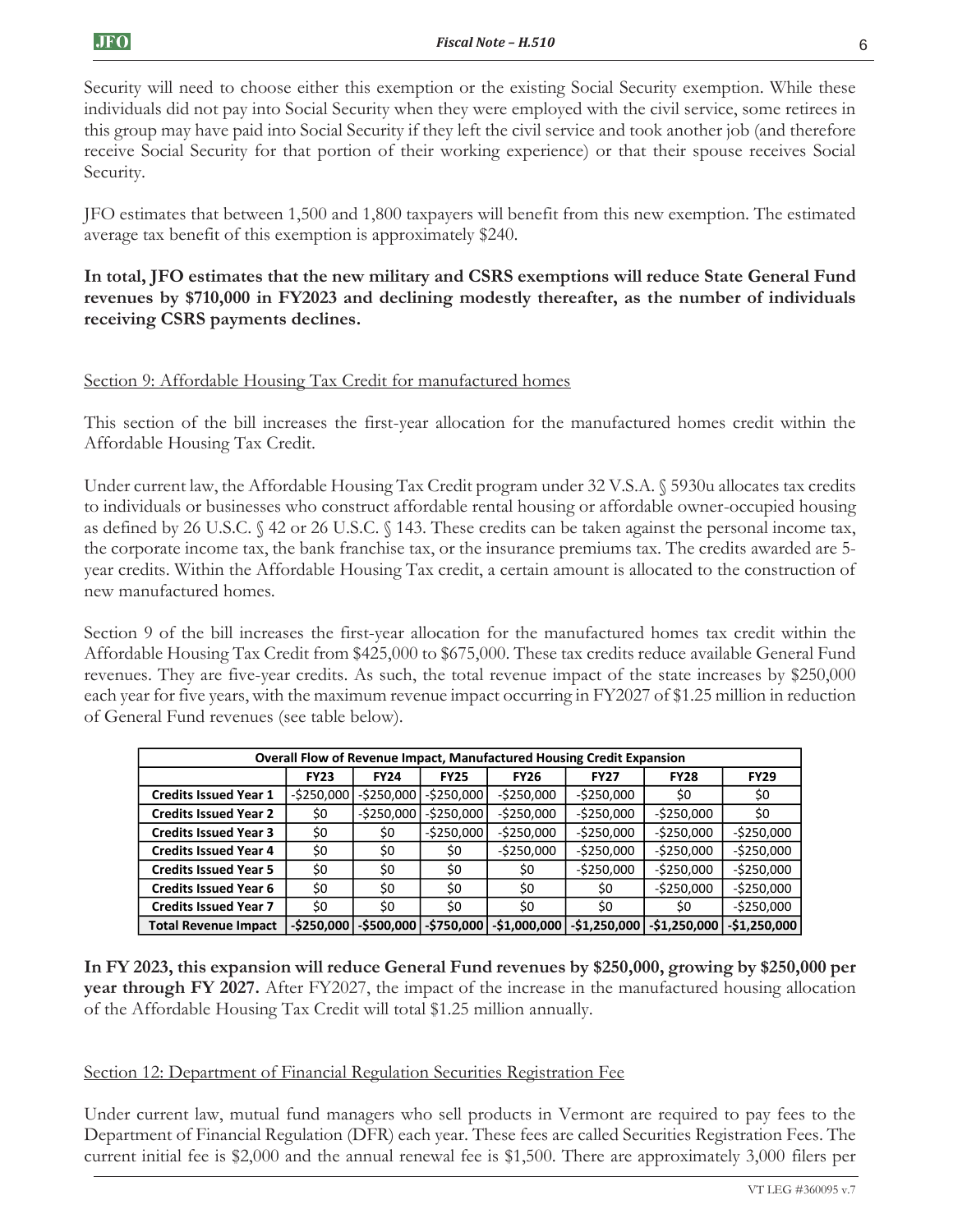Security will need to choose either this exemption or the existing Social Security exemption. While these individuals did not pay into Social Security when they were employed with the civil service, some retirees in this group may have paid into Social Security if they left the civil service and took another job (and therefore receive Social Security for that portion of their working experience) or that their spouse receives Social Security.

JFO estimates that between 1,500 and 1,800 taxpayers will benefit from this new exemption. The estimated average tax benefit of this exemption is approximately $240.

**In total, JFO estimates that the new military and CSRS exemptions will reduce State General Fund revenues by $710,000 in FY2023 and declining modestly thereafter, as the number of individuals receiving CSRS payments declines.**

<u>Section 9: Affordable Housing Tax Credit for manufactured homes</u>

This section of the bill increases the first-year allocation for the manufactured homes credit within the Affordable Housing Tax Credit.

Under current law, the Affordable Housing Tax Credit program under 32 V.S.A. § 5930u allocates tax credits to individuals or businesses who construct affordable rental housing or affordable owner-occupied housing as defined by 26 U.S.C. § 42 or 26 U.S.C. § 143. These credits can be taken against the personal income tax, the corporate income tax, the bank franchise tax, or the insurance premiums tax. The credits awarded are 5-year credits. Within the Affordable Housing Tax credit, a certain amount is allocated to the construction of new manufactured homes.

Section 9 of the bill increases the first-year allocation for the manufactured homes tax credit within the Affordable Housing Tax Credit from $425,000 to $675,000. These tax credits reduce available General Fund revenues. They are five-year credits. As such, the total revenue impact of the state increases by $250,000 each year for five years, with the maximum revenue impact occurring in FY2027 of $1.25 million in reduction of General Fund revenues (see table below).

| Overall Flow of Revenue Impact, Manufactured Housing Credit Expansion | | | | | | | |
|---|---|---|---|---|---|---|---|
| | **FY23** | **FY24** | **FY25** | **FY26** | **FY27** | **FY28** | **FY29** |
| **Credits Issued Year 1** | -$250,000 | -$250,000 | -$250,000 | -$250,000 | -$250,000 | $0 | $0 |
| **Credits Issued Year 2** | $0 | -$250,000 | -$250,000 | -$250,000 | -$250,000 | -$250,000 | $0 |
| **Credits Issued Year 3** | $0 | $0 | -$250,000 | -$250,000 | -$250,000 | -$250,000 | -$250,000 |
| **Credits Issued Year 4** | $0 | $0 | $0 | -$250,000 | -$250,000 | -$250,000 | -$250,000 |
| **Credits Issued Year 5** | $0 | $0 | $0 | $0 | -$250,000 | -$250,000 | -$250,000 |
| **Credits Issued Year 6** | $0 | $0 | $0 | $0 | $0 | -$250,000 | -$250,000 |
| **Credits Issued Year 7** | $0 | $0 | $0 | $0 | $0 | $0 | -$250,000 |
| **Total Revenue Impact** | **-$250,000** | **-$500,000** | **-$750,000** | **-$1,000,000** | **-$1,250,000** | **-$1,250,000** | **-$1,250,000** |

**In FY 2023, this expansion will reduce General Fund revenues by $250,000, growing by $250,000 per year through FY 2027.** After FY2027, the impact of the increase in the manufactured housing allocation of the Affordable Housing Tax Credit will total $1.25 million annually.

<u>Section 12: Department of Financial Regulation Securities Registration Fee</u>

Under current law, mutual fund managers who sell products in Vermont are required to pay fees to the Department of Financial Regulation (DFR) each year. These fees are called Securities Registration Fees. The current initial fee is $2,000 and the annual renewal fee is $1,500. There are approximately 3,000 filers per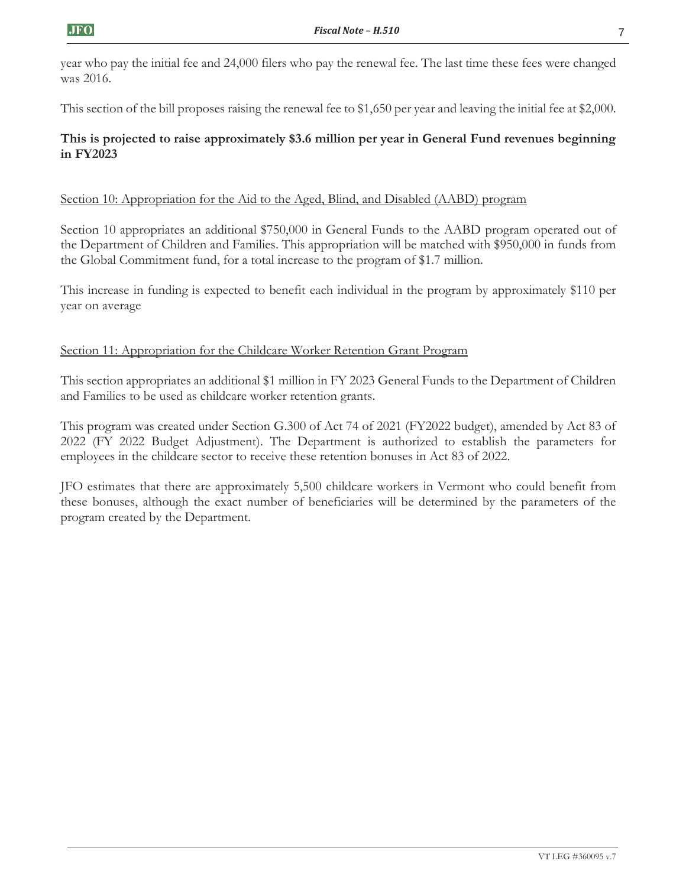year who pay the initial fee and 24,000 filers who pay the renewal fee. The last time these fees were changed was 2016.

This section of the bill proposes raising the renewal fee to $1,650 per year and leaving the initial fee at $2,000.

**This is projected to raise approximately $3.6 million per year in General Fund revenues beginning in FY2023**

<u>Section 10: Appropriation for the Aid to the Aged, Blind, and Disabled (AABD) program</u>

Section 10 appropriates an additional $750,000 in General Funds to the AABD program operated out of the Department of Children and Families. This appropriation will be matched with $950,000 in funds from the Global Commitment fund, for a total increase to the program of $1.7 million.

This increase in funding is expected to benefit each individual in the program by approximately $110 per year on average

<u>Section 11: Appropriation for the Childcare Worker Retention Grant Program</u>

This section appropriates an additional $1 million in FY 2023 General Funds to the Department of Children and Families to be used as childcare worker retention grants.

This program was created under Section G.300 of Act 74 of 2021 (FY2022 budget), amended by Act 83 of 2022 (FY 2022 Budget Adjustment). The Department is authorized to establish the parameters for employees in the childcare sector to receive these retention bonuses in Act 83 of 2022.

JFO estimates that there are approximately 5,500 childcare workers in Vermont who could benefit from these bonuses, although the exact number of beneficiaries will be determined by the parameters of the program created by the Department.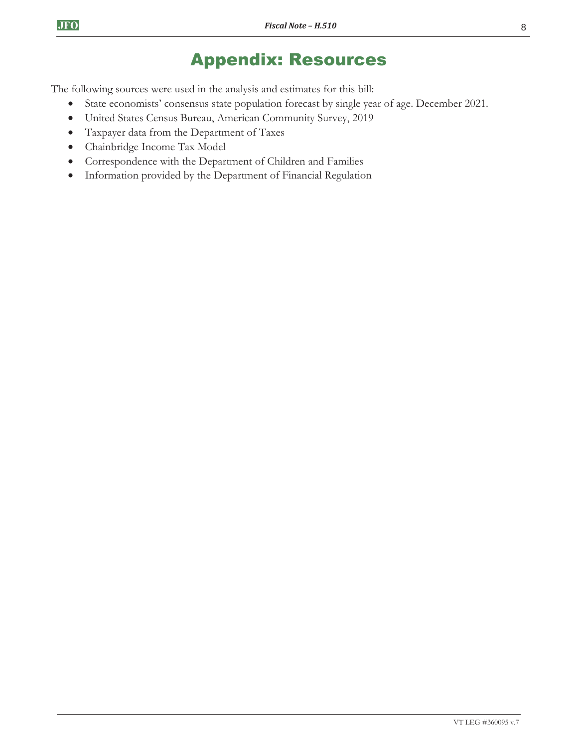# Appendix: Resources

The following sources were used in the analysis and estimates for this bill:

- State economists' consensus state population forecast by single year of age. December 2021.
- United States Census Bureau, American Community Survey, 2019
- Taxpayer data from the Department of Taxes
- Chainbridge Income Tax Model
- Correspondence with the Department of Children and Families
- Information provided by the Department of Financial Regulation